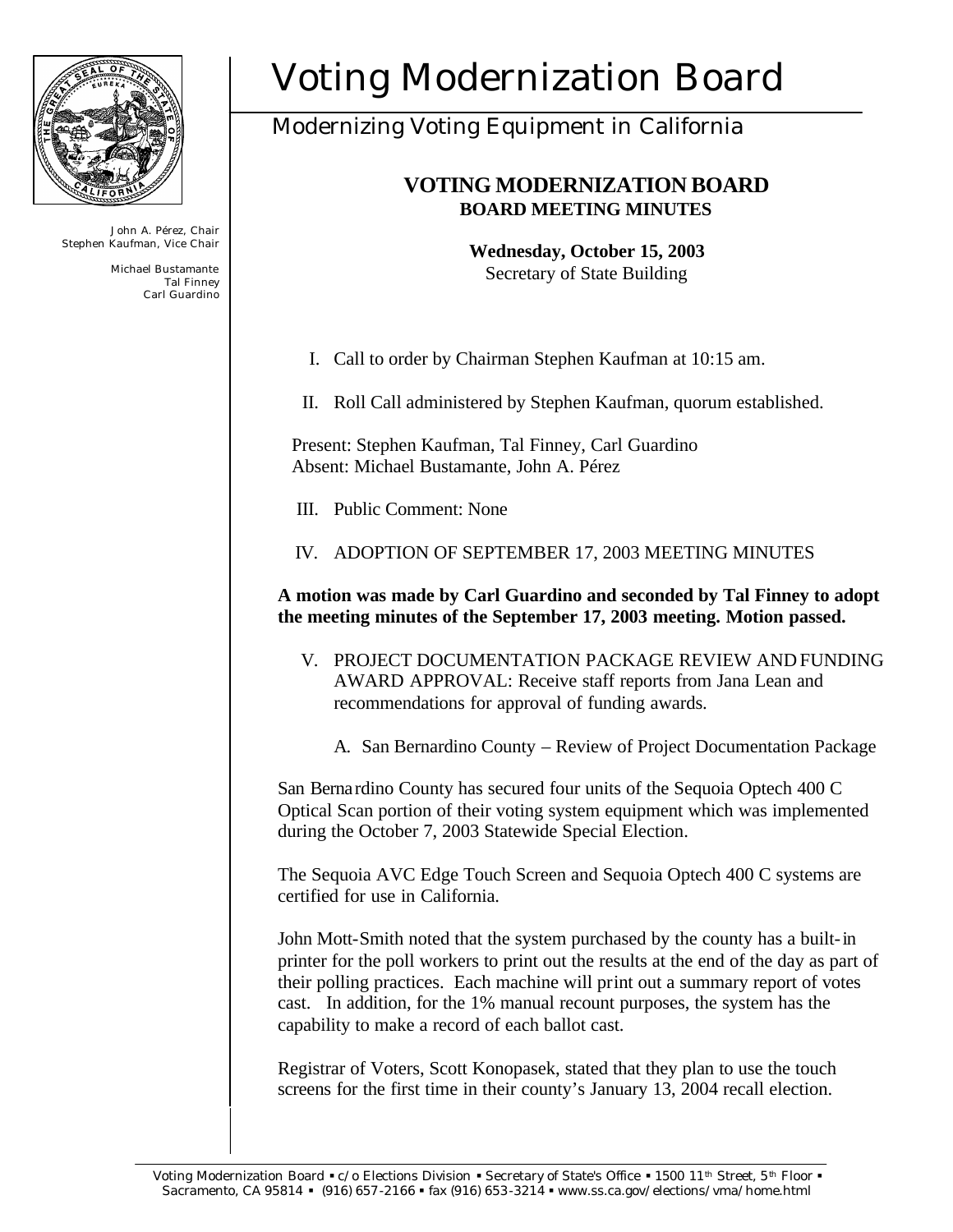# Voting Modernization Board

## Modernizing Voting Equipment in California

John A. Pérez, Chair
Stephen Kaufman, Vice Chair

Michael Bustamante
Tal Finney
Carl Guardino

### VOTING MODERNIZATION BOARD
**BOARD MEETING MINUTES**

**Wednesday, October 15, 2003**
Secretary of State Building

I. Call to order by Chairman Stephen Kaufman at 10:15 am.

II. Roll Call administered by Stephen Kaufman, quorum established.

Present: Stephen Kaufman, Tal Finney, Carl Guardino
Absent: Michael Bustamante, John A. Pérez

III. Public Comment: None

IV. ADOPTION OF SEPTEMBER 17, 2003 MEETING MINUTES

**A motion was made by Carl Guardino and seconded by Tal Finney to adopt the meeting minutes of the September 17, 2003 meeting. Motion passed.**

V. PROJECT DOCUMENTATION PACKAGE REVIEW AND FUNDING AWARD APPROVAL: Receive staff reports from Jana Lean and recommendations for approval of funding awards.

A. San Bernardino County – Review of Project Documentation Package

San Bernardino County has secured four units of the Sequoia Optech 400 C Optical Scan portion of their voting system equipment which was implemented during the October 7, 2003 Statewide Special Election.

The Sequoia AVC Edge Touch Screen and Sequoia Optech 400 C systems are certified for use in California.

John Mott-Smith noted that the system purchased by the county has a built-in printer for the poll workers to print out the results at the end of the day as part of their polling practices. Each machine will print out a summary report of votes cast. In addition, for the 1% manual recount purposes, the system has the capability to make a record of each ballot cast.

Registrar of Voters, Scott Konopasek, stated that they plan to use the touch screens for the first time in their county's January 13, 2004 recall election.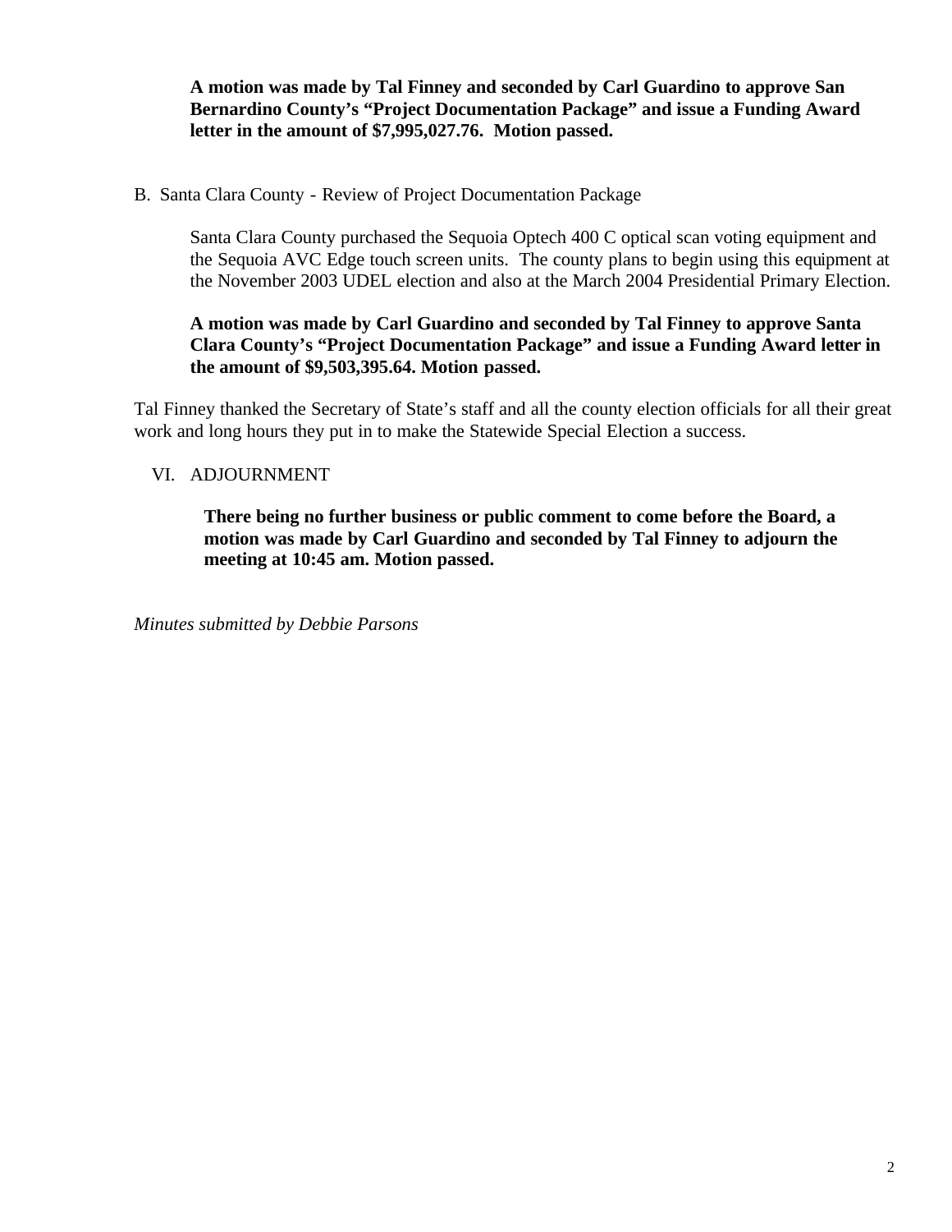**A motion was made by Tal Finney and seconded by Carl Guardino to approve San Bernardino County's "Project Documentation Package" and issue a Funding Award letter in the amount of $7,995,027.76. Motion passed.**

B. Santa Clara County - Review of Project Documentation Package

Santa Clara County purchased the Sequoia Optech 400 C optical scan voting equipment and the Sequoia AVC Edge touch screen units. The county plans to begin using this equipment at the November 2003 UDEL election and also at the March 2004 Presidential Primary Election.

**A motion was made by Carl Guardino and seconded by Tal Finney to approve Santa Clara County's "Project Documentation Package" and issue a Funding Award letter in the amount of $9,503,395.64. Motion passed.**

Tal Finney thanked the Secretary of State's staff and all the county election officials for all their great work and long hours they put in to make the Statewide Special Election a success.

VI. ADJOURNMENT

**There being no further business or public comment to come before the Board, a motion was made by Carl Guardino and seconded by Tal Finney to adjourn the meeting at 10:45 am. Motion passed.**

*Minutes submitted by Debbie Parsons*